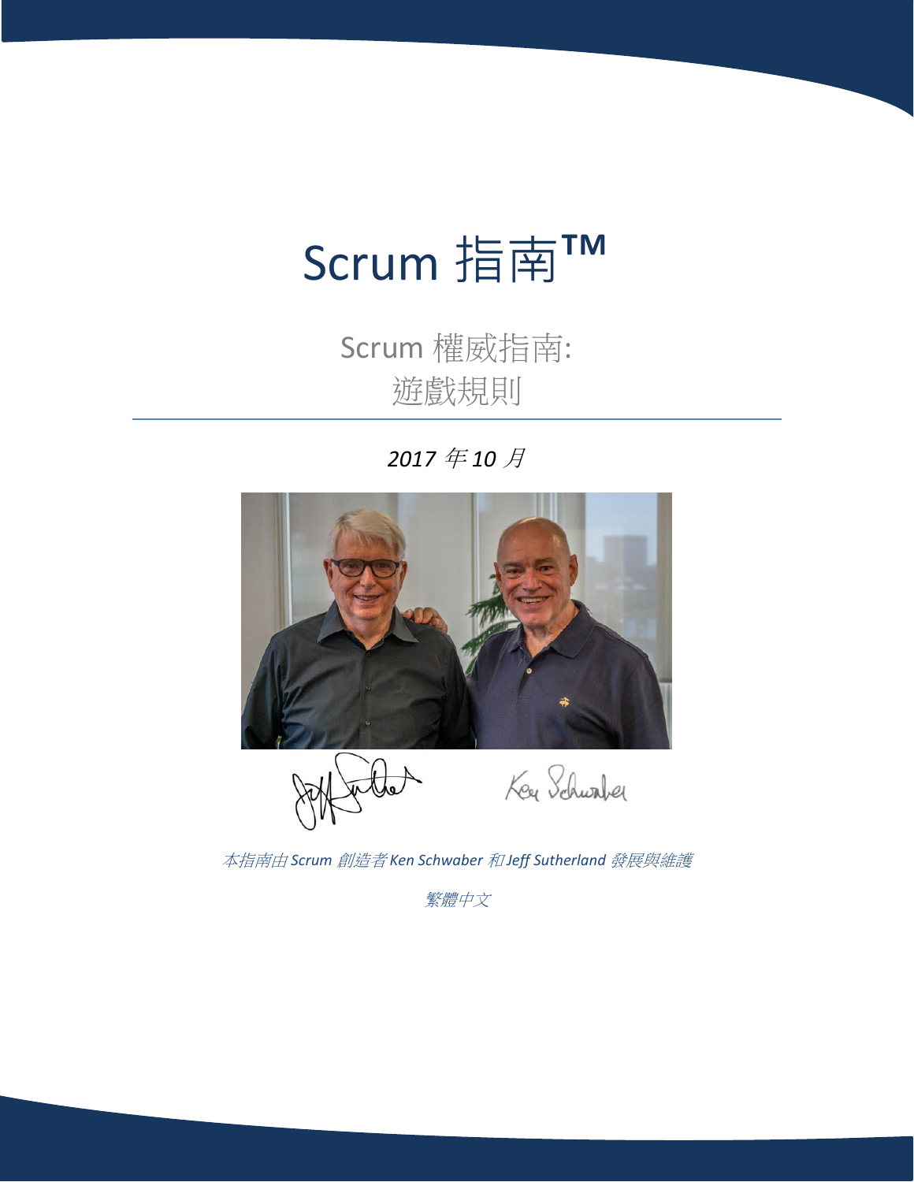# Scrum 指南™

## Scrum 權威指南:
## 遊戲規則

*2017 年 10 月*

*本指南由 Scrum 創造者 Ken Schwaber 和 Jeff Sutherland 發展與維護*

*繁體中文*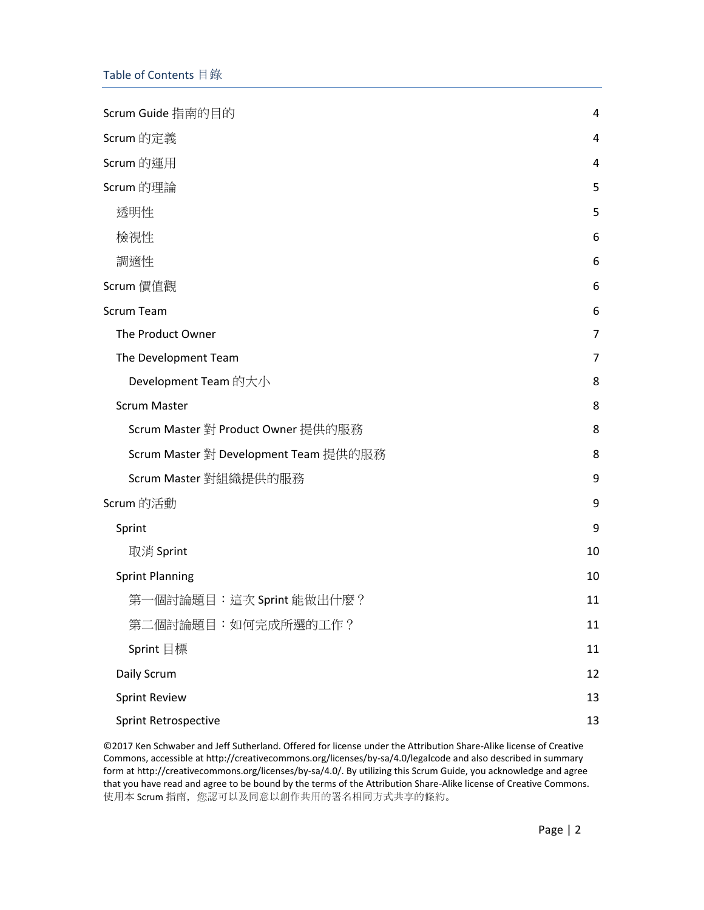## Table of Contents 目錄

| | |
|---|---|
| Scrum Guide 指南的目的 | 4 |
| Scrum 的定義 | 4 |
| Scrum 的運用 | 4 |
| Scrum 的理論 | 5 |
| 透明性 | 5 |
| 檢視性 | 6 |
| 調適性 | 6 |
| Scrum 價值觀 | 6 |
| Scrum Team | 6 |
| The Product Owner | 7 |
| The Development Team | 7 |
| Development Team 的大小 | 8 |
| Scrum Master | 8 |
| Scrum Master 對 Product Owner 提供的服務 | 8 |
| Scrum Master 對 Development Team 提供的服務 | 8 |
| Scrum Master 對組織提供的服務 | 9 |
| Scrum 的活動 | 9 |
| Sprint | 9 |
| 取消 Sprint | 10 |
| Sprint Planning | 10 |
| 第一個討論題目：這次 Sprint 能做出什麼？ | 11 |
| 第二個討論題目：如何完成所選的工作？ | 11 |
| Sprint 目標 | 11 |
| Daily Scrum | 12 |
| Sprint Review | 13 |
| Sprint Retrospective | 13 |

©2017 Ken Schwaber and Jeff Sutherland. Offered for license under the Attribution Share-Alike license of Creative Commons, accessible at http://creativecommons.org/licenses/by-sa/4.0/legalcode and also described in summary form at http://creativecommons.org/licenses/by-sa/4.0/. By utilizing this Scrum Guide, you acknowledge and agree that you have read and agree to be bound by the terms of the Attribution Share-Alike license of Creative Commons. 使用本 Scrum 指南，您認可以及同意以創作共用的署名相同方式共享的條約。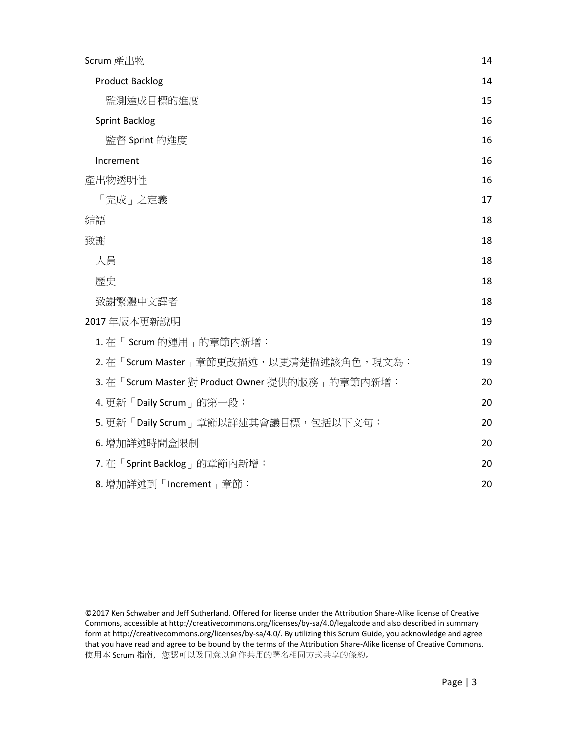Scrum 產出物 14

- Product Backlog 14
  - 監測達成目標的進度 15
- Sprint Backlog 16
  - 監督 Sprint 的進度 16
- Increment 16

產出物透明性 16

- 「完成」之定義 17

結語 18

致謝 18

- 人員 18
- 歷史 18
- 致謝繁體中文譯者 18

2017 年版本更新說明 19

- 1. 在「 Scrum 的運用」的章節內新增： 19
- 2. 在「Scrum Master」章節更改描述，以更清楚描述該角色，現文為： 19
- 3. 在「Scrum Master 對 Product Owner 提供的服務」的章節內新增： 20
- 4. 更新「Daily Scrum」的第一段： 20
- 5. 更新「Daily Scrum」章節以詳述其會議目標，包括以下文句： 20
- 6. 增加詳述時間盒限制 20
- 7. 在「Sprint Backlog」的章節內新增： 20
- 8. 增加詳述到「Increment」章節： 20

©2017 Ken Schwaber and Jeff Sutherland. Offered for license under the Attribution Share-Alike license of Creative Commons, accessible at http://creativecommons.org/licenses/by-sa/4.0/legalcode and also described in summary form at http://creativecommons.org/licenses/by-sa/4.0/. By utilizing this Scrum Guide, you acknowledge and agree that you have read and agree to be bound by the terms of the Attribution Share-Alike license of Creative Commons. 使用本 Scrum 指南，您認可以及同意以創作共用的署名相同方式共享的條約。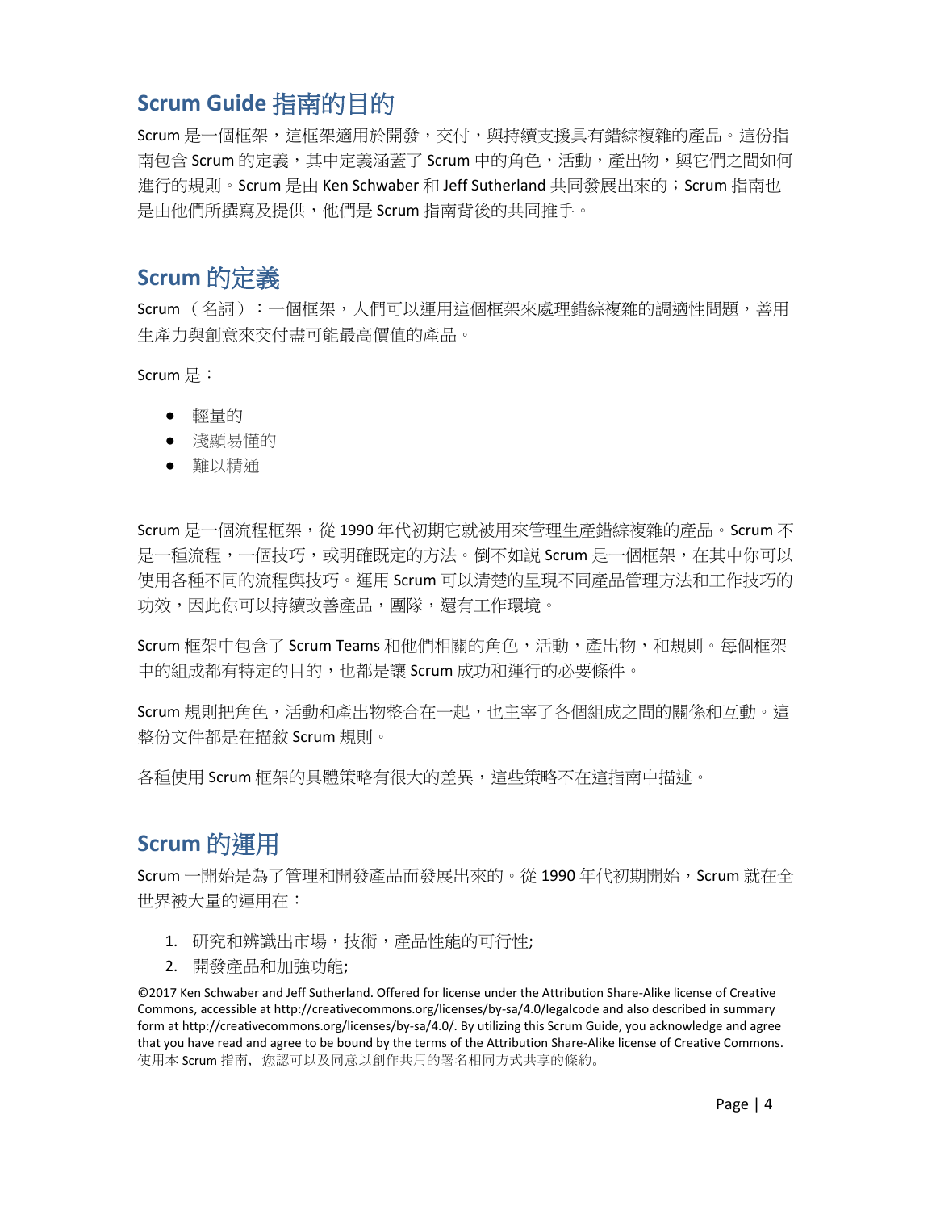## Scrum Guide 指南的目的

Scrum 是一個框架，這框架適用於開發，交付，與持續支援具有錯綜複雜的產品。這份指南包含 Scrum 的定義，其中定義涵蓋了 Scrum 中的角色，活動，產出物，與它們之間如何進行的規則。Scrum 是由 Ken Schwaber 和 Jeff Sutherland 共同發展出來的；Scrum 指南也是由他們所撰寫及提供，他們是 Scrum 指南背後的共同推手。

## Scrum 的定義

Scrum （名詞）：一個框架，人們可以運用這個框架來處理錯綜複雜的調適性問題，善用生產力與創意來交付盡可能最高價值的產品。

Scrum 是：

- 輕量的
- 淺顯易懂的
- 難以精通

Scrum 是一個流程框架，從 1990 年代初期它就被用來管理生產錯綜複雜的產品。Scrum 不是一種流程，一個技巧，或明確既定的方法。倒不如說 Scrum 是一個框架，在其中你可以使用各種不同的流程與技巧。運用 Scrum 可以清楚的呈現不同產品管理方法和工作技巧的功效，因此你可以持續改善產品，團隊，還有工作環境。

Scrum 框架中包含了 Scrum Teams 和他們相關的角色，活動，產出物，和規則。每個框架中的組成都有特定的目的，也都是讓 Scrum 成功和運行的必要條件。

Scrum 規則把角色，活動和產出物整合在一起，也主宰了各個組成之間的關係和互動。這整份文件都是在描敘 Scrum 規則。

各種使用 Scrum 框架的具體策略有很大的差異，這些策略不在這指南中描述。

## Scrum 的運用

Scrum 一開始是為了管理和開發產品而發展出來的。從 1990 年代初期開始，Scrum 就在全世界被大量的運用在：

1. 研究和辨識出市場，技術，產品性能的可行性;
2. 開發產品和加強功能;

©2017 Ken Schwaber and Jeff Sutherland. Offered for license under the Attribution Share-Alike license of Creative Commons, accessible at http://creativecommons.org/licenses/by-sa/4.0/legalcode and also described in summary form at http://creativecommons.org/licenses/by-sa/4.0/. By utilizing this Scrum Guide, you acknowledge and agree that you have read and agree to be bound by the terms of the Attribution Share-Alike license of Creative Commons. 使用本 Scrum 指南，您認可以及同意以創作共用的署名相同方式共享的條約。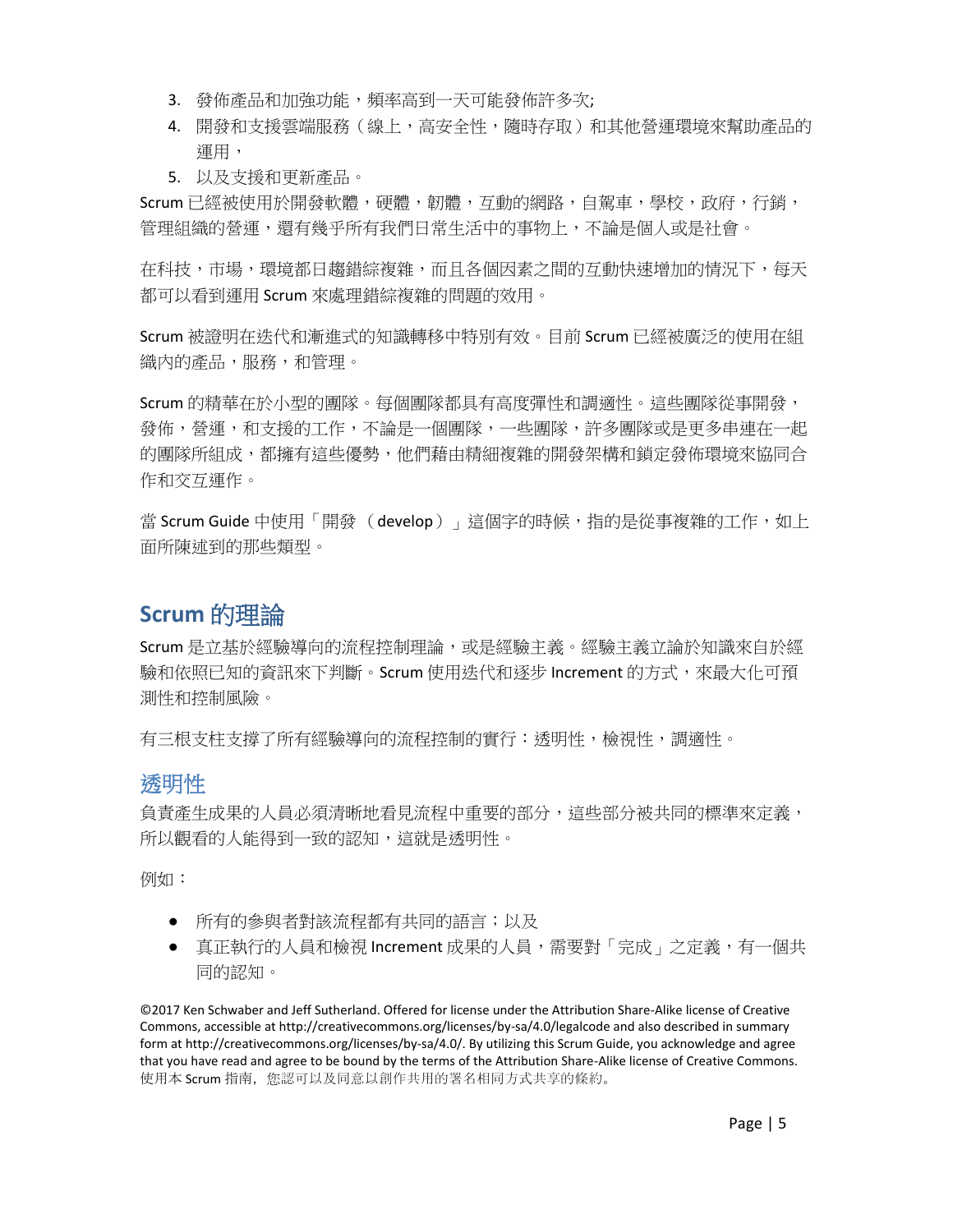3. 發佈產品和加強功能，頻率高到一天可能發佈許多次;
4. 開發和支援雲端服務（線上，高安全性，隨時存取）和其他營運環境來幫助產品的運用，
5. 以及支援和更新產品。

Scrum 已經被使用於開發軟體，硬體，韌體，互動的網路，自駕車，學校，政府，行銷，管理組織的營運，還有幾乎所有我們日常生活中的事物上，不論是個人或是社會。

在科技，市場，環境都日趨錯綜複雜，而且各個因素之間的互動快速增加的情況下，每天都可以看到運用 Scrum 來處理錯綜複雜的問題的效用。

Scrum 被證明在迭代和漸進式的知識轉移中特別有效。目前 Scrum 已經被廣泛的使用在組織內的產品，服務，和管理。

Scrum 的精華在於小型的團隊。每個團隊都具有高度彈性和調適性。這些團隊從事開發，發佈，營運，和支援的工作，不論是一個團隊，一些團隊，許多團隊或是更多串連在一起的團隊所組成，都擁有這些優勢，他們藉由精細複雜的開發架構和鎖定發佈環境來協同合作和交互運作。

當 Scrum Guide 中使用「開發 （develop）」這個字的時候，指的是從事複雜的工作，如上面所陳述到的那些類型。

## Scrum 的理論

Scrum 是立基於經驗導向的流程控制理論，或是經驗主義。經驗主義立論於知識來自於經驗和依照已知的資訊來下判斷。Scrum 使用迭代和逐步 Increment 的方式，來最大化可預測性和控制風險。

有三根支柱支撐了所有經驗導向的流程控制的實行：透明性，檢視性，調適性。

### 透明性

負責產生成果的人員必須清晰地看見流程中重要的部分，這些部分被共同的標準來定義，所以觀看的人能得到一致的認知，這就是透明性。

例如：

- 所有的參與者對該流程都有共同的語言；以及
- 真正執行的人員和檢視 Increment 成果的人員，需要對「完成」之定義，有一個共同的認知。

©2017 Ken Schwaber and Jeff Sutherland. Offered for license under the Attribution Share-Alike license of Creative Commons, accessible at http://creativecommons.org/licenses/by-sa/4.0/legalcode and also described in summary form at http://creativecommons.org/licenses/by-sa/4.0/. By utilizing this Scrum Guide, you acknowledge and agree that you have read and agree to be bound by the terms of the Attribution Share-Alike license of Creative Commons. 使用本 Scrum 指南，您認可以及同意以創作共用的署名相同方式共享的條約。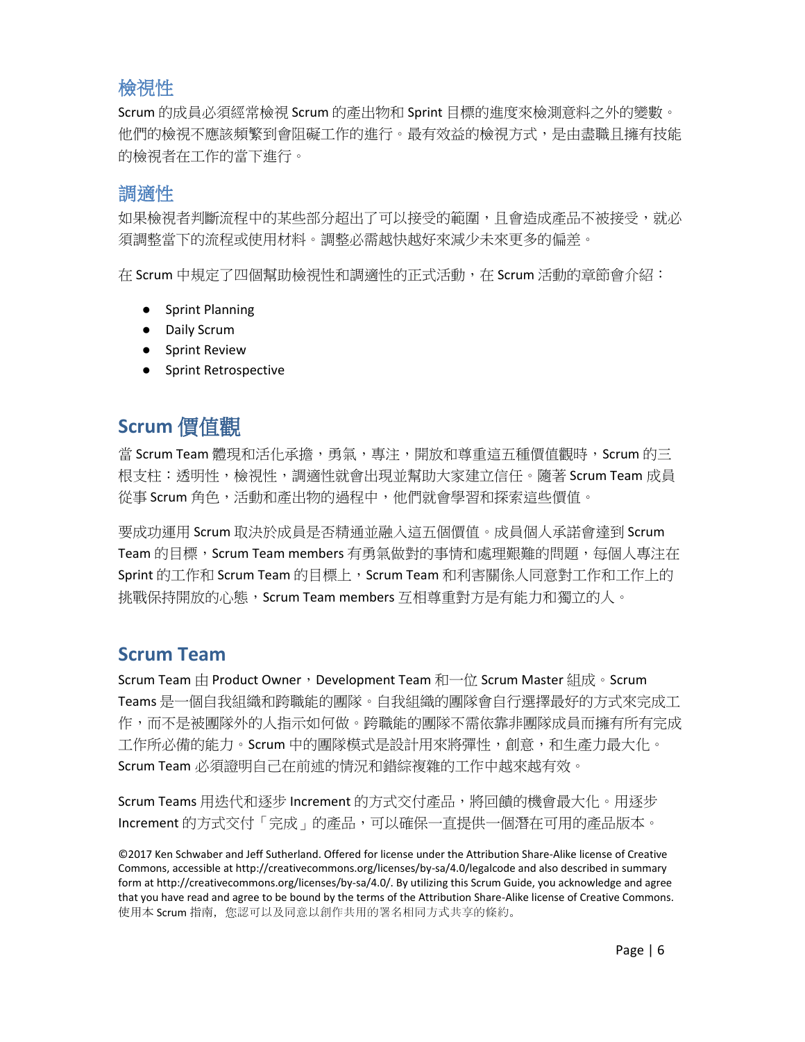### 檢視性

Scrum 的成員必須經常檢視 Scrum 的產出物和 Sprint 目標的進度來檢測意料之外的變數。他們的檢視不應該頻繁到會阻礙工作的進行。最有效益的檢視方式，是由盡職且擁有技能的檢視者在工作的當下進行。

### 調適性

如果檢視者判斷流程中的某些部分超出了可以接受的範圍，且會造成產品不被接受，就必須調整當下的流程或使用材料。調整必需越快越好來減少未來更多的偏差。

在 Scrum 中規定了四個幫助檢視性和調適性的正式活動，在 Scrum 活動的章節會介紹：

- Sprint Planning
- Daily Scrum
- Sprint Review
- Sprint Retrospective

## Scrum 價值觀

當 Scrum Team 體現和活化承擔，勇氣，專注，開放和尊重這五種價值觀時，Scrum 的三根支柱：透明性，檢視性，調適性就會出現並幫助大家建立信任。隨著 Scrum Team 成員從事 Scrum 角色，活動和產出物的過程中，他們就會學習和探索這些價值。

要成功運用 Scrum 取決於成員是否精通並融入這五個價值。成員個人承諾會達到 Scrum Team 的目標，Scrum Team members 有勇氣做對的事情和處理艱難的問題，每個人專注在 Sprint 的工作和 Scrum Team 的目標上，Scrum Team 和利害關係人同意對工作和工作上的挑戰保持開放的心態，Scrum Team members 互相尊重對方是有能力和獨立的人。

## Scrum Team

Scrum Team 由 Product Owner，Development Team 和一位 Scrum Master 組成。Scrum Teams 是一個自我組織和跨職能的團隊。自我組織的團隊會自行選擇最好的方式來完成工作，而不是被團隊外的人指示如何做。跨職能的團隊不需依靠非團隊成員而擁有所有完成工作所必備的能力。Scrum 中的團隊模式是設計用來將彈性，創意，和生產力最大化。Scrum Team 必須證明自己在前述的情況和錯綜複雜的工作中越來越有效。

Scrum Teams 用迭代和逐步 Increment 的方式交付產品，將回饋的機會最大化。用逐步 Increment 的方式交付「完成」的產品，可以確保一直提供一個潛在可用的產品版本。

©2017 Ken Schwaber and Jeff Sutherland. Offered for license under the Attribution Share-Alike license of Creative Commons, accessible at http://creativecommons.org/licenses/by-sa/4.0/legalcode and also described in summary form at http://creativecommons.org/licenses/by-sa/4.0/. By utilizing this Scrum Guide, you acknowledge and agree that you have read and agree to be bound by the terms of the Attribution Share-Alike license of Creative Commons. 使用本 Scrum 指南，您認可以及同意以創作共用的署名相同方式共享的條約。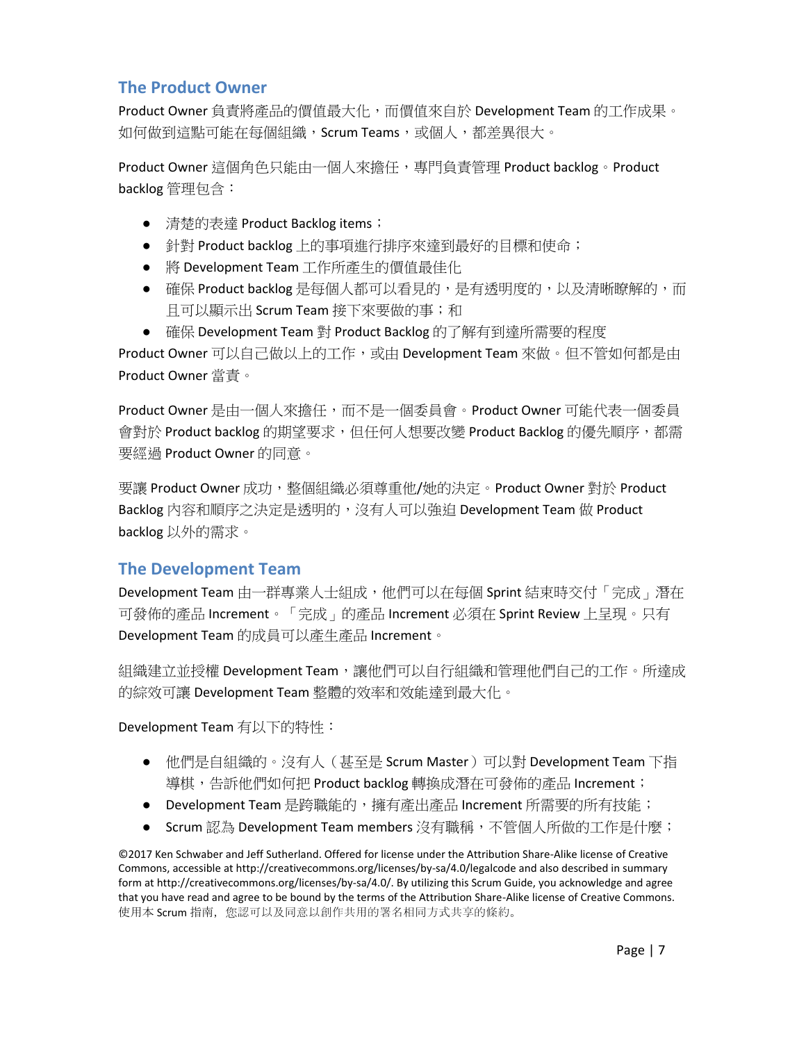## The Product Owner

Product Owner 負責將產品的價值最大化，而價值來自於 Development Team 的工作成果。如何做到這點可能在每個組織，Scrum Teams，或個人，都差異很大。

Product Owner 這個角色只能由一個人來擔任，專門負責管理 Product backlog。Product backlog 管理包含：

- 清楚的表達 Product Backlog items；
- 針對 Product backlog 上的事項進行排序來達到最好的目標和使命；
- 將 Development Team 工作所產生的價值最佳化
- 確保 Product backlog 是每個人都可以看見的，是有透明度的，以及清晰瞭解的，而且可以顯示出 Scrum Team 接下來要做的事；和
- 確保 Development Team 對 Product Backlog 的了解有到達所需要的程度

Product Owner 可以自己做以上的工作，或由 Development Team 來做。但不管如何都是由 Product Owner 當責。

Product Owner 是由一個人來擔任，而不是一個委員會。Product Owner 可能代表一個委員會對於 Product backlog 的期望要求，但任何人想要改變 Product Backlog 的優先順序，都需要經過 Product Owner 的同意。

要讓 Product Owner 成功，整個組織必須尊重他/她的決定。Product Owner 對於 Product Backlog 內容和順序之決定是透明的，沒有人可以強迫 Development Team 做 Product backlog 以外的需求。

## The Development Team

Development Team 由一群專業人士組成，他們可以在每個 Sprint 結束時交付「完成」潛在可發佈的產品 Increment。「完成」的產品 Increment 必須在 Sprint Review 上呈現。只有 Development Team 的成員可以產生產品 Increment。

組織建立並授權 Development Team，讓他們可以自行組織和管理他們自己的工作。所達成的綜效可讓 Development Team 整體的效率和效能達到最大化。

Development Team 有以下的特性：

- 他們是自組織的。沒有人（甚至是 Scrum Master）可以對 Development Team 下指導棋，告訴他們如何把 Product backlog 轉換成潛在可發佈的產品 Increment；
- Development Team 是跨職能的，擁有產出產品 Increment 所需要的所有技能；
- Scrum 認為 Development Team members 沒有職稱，不管個人所做的工作是什麼；

©2017 Ken Schwaber and Jeff Sutherland. Offered for license under the Attribution Share-Alike license of Creative Commons, accessible at http://creativecommons.org/licenses/by-sa/4.0/legalcode and also described in summary form at http://creativecommons.org/licenses/by-sa/4.0/. By utilizing this Scrum Guide, you acknowledge and agree that you have read and agree to be bound by the terms of the Attribution Share-Alike license of Creative Commons. 使用本 Scrum 指南，您認可以及同意以創作共用的署名相同方式共享的條約。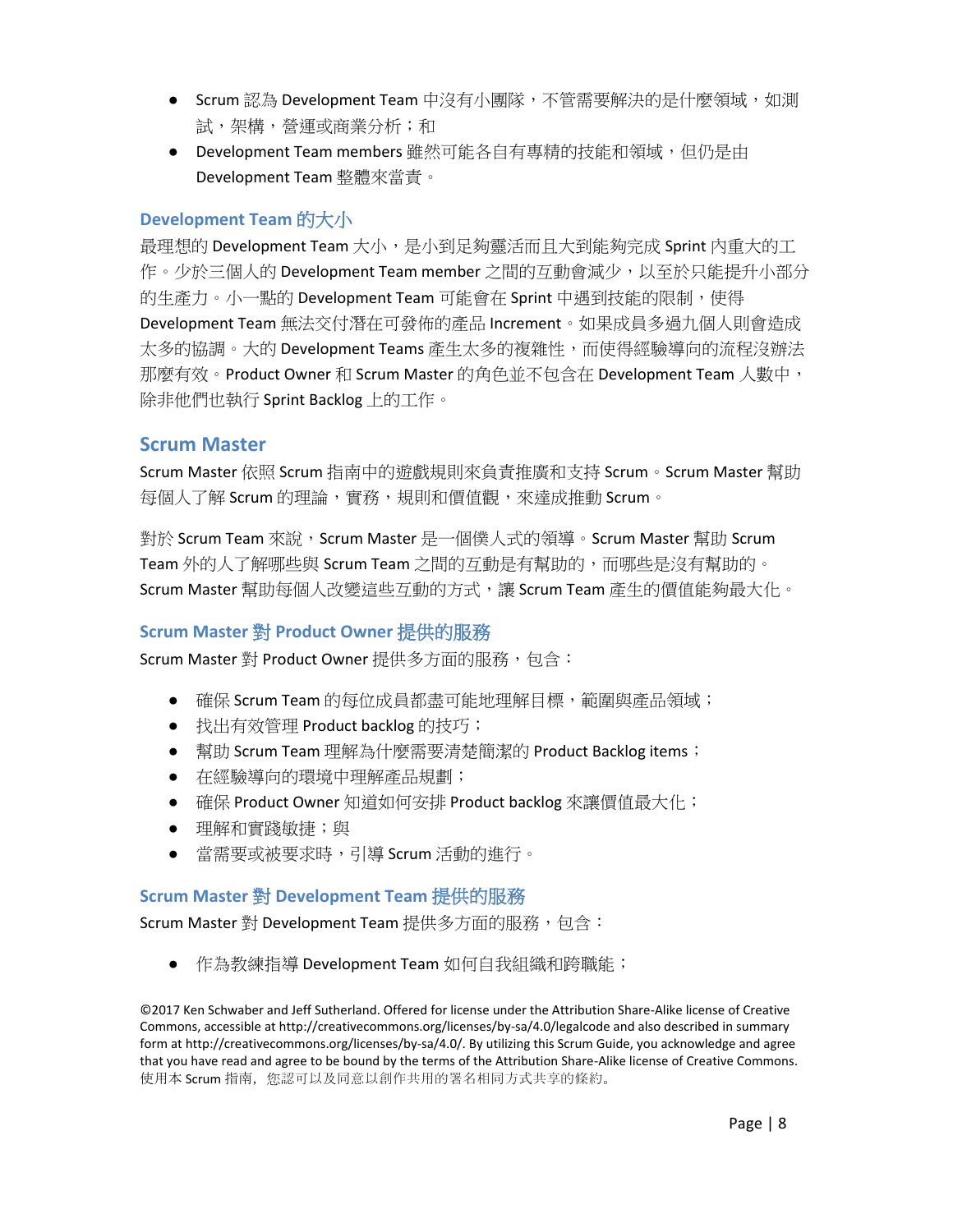- Scrum 認為 Development Team 中沒有小團隊，不管需要解決的是什麼領域，如測試，架構，營運或商業分析；和
- Development Team members 雖然可能各自有專精的技能和領域，但仍是由 Development Team 整體來當責。

### Development Team 的大小

最理想的 Development Team 大小，是小到足夠靈活而且大到能夠完成 Sprint 內重大的工作。少於三個人的 Development Team member 之間的互動會減少，以至於只能提升小部分的生產力。小一點的 Development Team 可能會在 Sprint 中遇到技能的限制，使得 Development Team 無法交付潛在可發佈的產品 Increment。如果成員多過九個人則會造成太多的協調。大的 Development Teams 產生太多的複雜性，而使得經驗導向的流程沒辦法那麼有效。Product Owner 和 Scrum Master 的角色並不包含在 Development Team 人數中，除非他們也執行 Sprint Backlog 上的工作。

## Scrum Master

Scrum Master 依照 Scrum 指南中的遊戲規則來負責推廣和支持 Scrum。Scrum Master 幫助每個人了解 Scrum 的理論，實務，規則和價值觀，來達成推動 Scrum。

對於 Scrum Team 來說，Scrum Master 是一個僕人式的領導。Scrum Master 幫助 Scrum Team 外的人了解哪些與 Scrum Team 之間的互動是有幫助的，而哪些是沒有幫助的。Scrum Master 幫助每個人改變這些互動的方式，讓 Scrum Team 產生的價值能夠最大化。

### Scrum Master 對 Product Owner 提供的服務

Scrum Master 對 Product Owner 提供多方面的服務，包含：

- 確保 Scrum Team 的每位成員都盡可能地理解目標，範圍與產品領域；
- 找出有效管理 Product backlog 的技巧；
- 幫助 Scrum Team 理解為什麼需要清楚簡潔的 Product Backlog items；
- 在經驗導向的環境中理解產品規劃；
- 確保 Product Owner 知道如何安排 Product backlog 來讓價值最大化；
- 理解和實踐敏捷；與
- 當需要或被要求時，引導 Scrum 活動的進行。

### Scrum Master 對 Development Team 提供的服務

Scrum Master 對 Development Team 提供多方面的服務，包含：

- 作為教練指導 Development Team 如何自我組織和跨職能；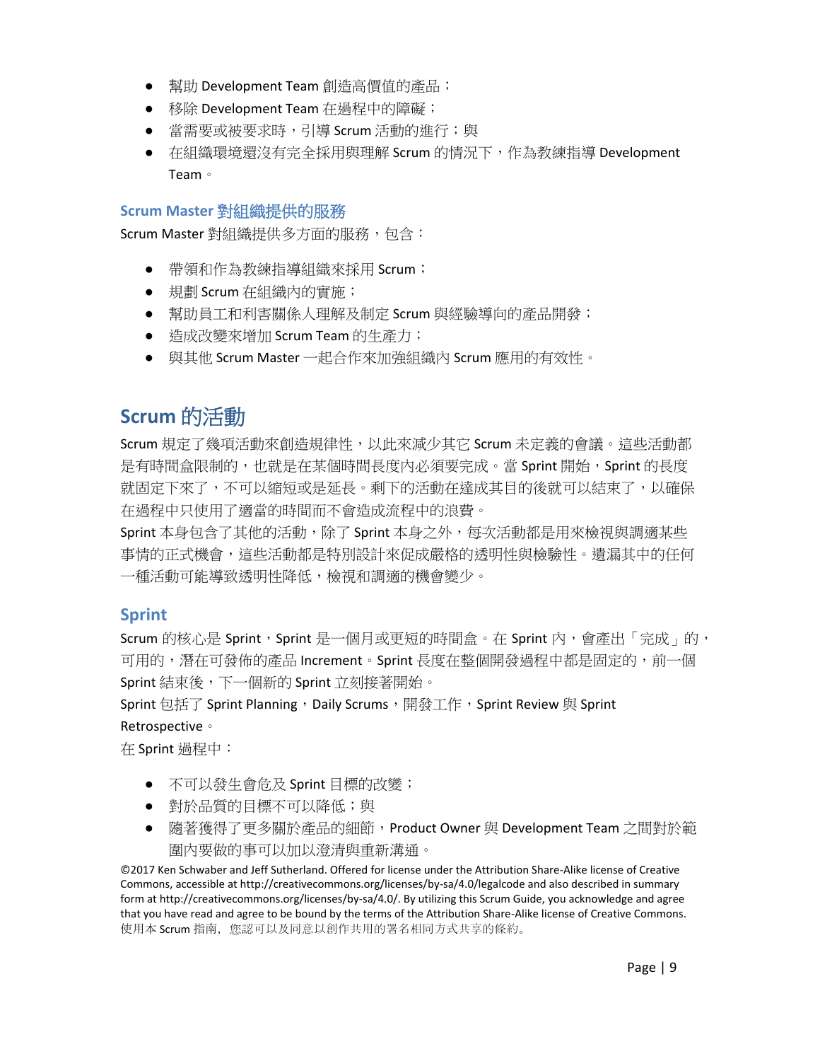- 幫助 Development Team 創造高價值的產品；
- 移除 Development Team 在過程中的障礙；
- 當需要或被要求時，引導 Scrum 活動的進行；與
- 在組織環境還沒有完全採用與理解 Scrum 的情況下，作為教練指導 Development Team。

### Scrum Master 對組織提供的服務

Scrum Master 對組織提供多方面的服務，包含：

- 帶領和作為教練指導組織來採用 Scrum；
- 規劃 Scrum 在組織內的實施；
- 幫助員工和利害關係人理解及制定 Scrum 與經驗導向的產品開發；
- 造成改變來增加 Scrum Team 的生產力；
- 與其他 Scrum Master 一起合作來加強組織內 Scrum 應用的有效性。

## Scrum 的活動

Scrum 規定了幾項活動來創造規律性，以此來減少其它 Scrum 未定義的會議。這些活動都是有時間盒限制的，也就是在某個時間長度內必須要完成。當 Sprint 開始，Sprint 的長度就固定下來了，不可以縮短或是延長。剩下的活動在達成其目的後就可以結束了，以確保在過程中只使用了適當的時間而不會造成流程中的浪費。

Sprint 本身包含了其他的活動，除了 Sprint 本身之外，每次活動都是用來檢視與調適某些事情的正式機會，這些活動都是特別設計來促成嚴格的透明性與檢驗性。遺漏其中的任何一種活動可能導致透明性降低，檢視和調適的機會變少。

### Sprint

Scrum 的核心是 Sprint，Sprint 是一個月或更短的時間盒。在 Sprint 內，會產出「完成」的，可用的，潛在可發佈的產品 Increment。Sprint 長度在整個開發過程中都是固定的，前一個 Sprint 結束後，下一個新的 Sprint 立刻接著開始。

Sprint 包括了 Sprint Planning，Daily Scrums，開發工作，Sprint Review 與 Sprint Retrospective。

在 Sprint 過程中：

- 不可以發生會危及 Sprint 目標的改變；
- 對於品質的目標不可以降低；與
- 隨著獲得了更多關於產品的細節，Product Owner 與 Development Team 之間對於範圍內要做的事可以加以澄清與重新溝通。

©2017 Ken Schwaber and Jeff Sutherland. Offered for license under the Attribution Share-Alike license of Creative Commons, accessible at http://creativecommons.org/licenses/by-sa/4.0/legalcode and also described in summary form at http://creativecommons.org/licenses/by-sa/4.0/. By utilizing this Scrum Guide, you acknowledge and agree that you have read and agree to be bound by the terms of the Attribution Share-Alike license of Creative Commons.
使用本 Scrum 指南，您認可以及同意以創作共用的署名相同方式共享的條約。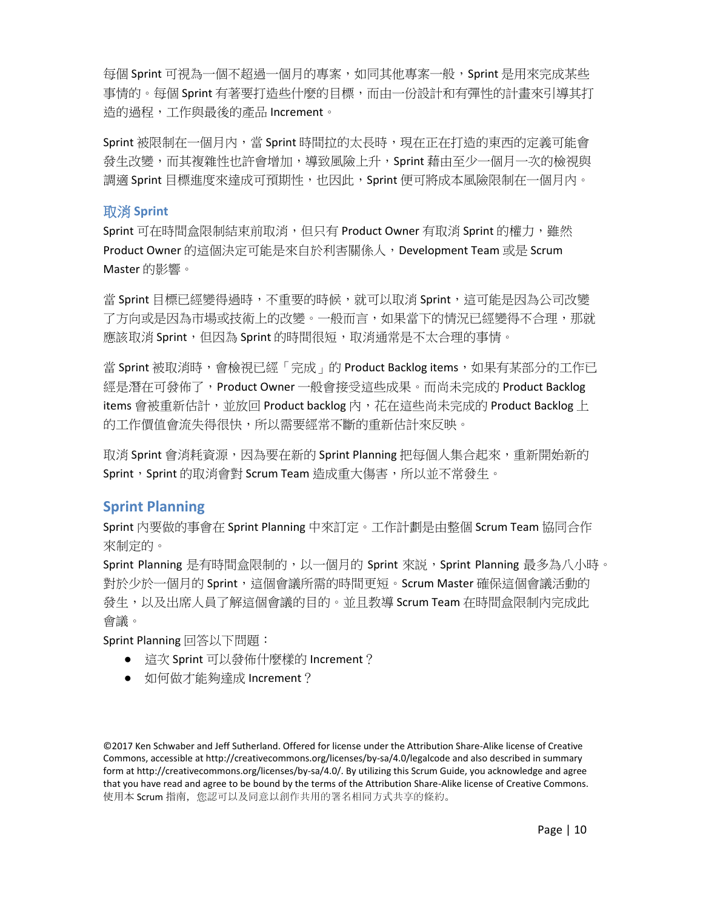每個 Sprint 可視為一個不超過一個月的專案，如同其他專案一般，Sprint 是用來完成某些事情的。每個 Sprint 有著要打造些什麼的目標，而由一份設計和有彈性的計畫來引導其打造的過程，工作與最後的產品 Increment。

Sprint 被限制在一個月內，當 Sprint 時間拉的太長時，現在正在打造的東西的定義可能會發生改變，而其複雜性也許會增加，導致風險上升，Sprint 藉由至少一個月一次的檢視與調適 Sprint 目標進度來達成可預期性，也因此，Sprint 便可將成本風險限制在一個月內。

### 取消 Sprint

Sprint 可在時間盒限制結束前取消，但只有 Product Owner 有取消 Sprint 的權力，雖然 Product Owner 的這個決定可能是來自於利害關係人，Development Team 或是 Scrum Master 的影響。

當 Sprint 目標已經變得過時，不重要的時候，就可以取消 Sprint，這可能是因為公司改變了方向或是因為市場或技術上的改變。一般而言，如果當下的情況已經變得不合理，那就應該取消 Sprint，但因為 Sprint 的時間很短，取消通常是不太合理的事情。

當 Sprint 被取消時，會檢視已經「完成」的 Product Backlog items，如果有某部分的工作已經是潛在可發佈了，Product Owner 一般會接受這些成果。而尚未完成的 Product Backlog items 會被重新估計，並放回 Product backlog 內，花在這些尚未完成的 Product Backlog 上的工作價值會流失得很快，所以需要經常不斷的重新估計來反映。

取消 Sprint 會消耗資源，因為要在新的 Sprint Planning 把每個人集合起來，重新開始新的 Sprint，Sprint 的取消會對 Scrum Team 造成重大傷害，所以並不常發生。

## Sprint Planning

Sprint 內要做的事會在 Sprint Planning 中來訂定。工作計劃是由整個 Scrum Team 協同合作來制定的。

Sprint Planning 是有時間盒限制的，以一個月的 Sprint 來說，Sprint Planning 最多為八小時。對於少於一個月的 Sprint，這個會議所需的時間更短。Scrum Master 確保這個會議活動的發生，以及出席人員了解這個會議的目的。並且教導 Scrum Team 在時間盒限制內完成此會議。

Sprint Planning 回答以下問題：

- 這次 Sprint 可以發佈什麼樣的 Increment？
- 如何做才能夠達成 Increment？

©2017 Ken Schwaber and Jeff Sutherland. Offered for license under the Attribution Share-Alike license of Creative Commons, accessible at http://creativecommons.org/licenses/by-sa/4.0/legalcode and also described in summary form at http://creativecommons.org/licenses/by-sa/4.0/. By utilizing this Scrum Guide, you acknowledge and agree that you have read and agree to be bound by the terms of the Attribution Share-Alike license of Creative Commons. 使用本 Scrum 指南，您認可以及同意以創作共用的署名相同方式共享的條約。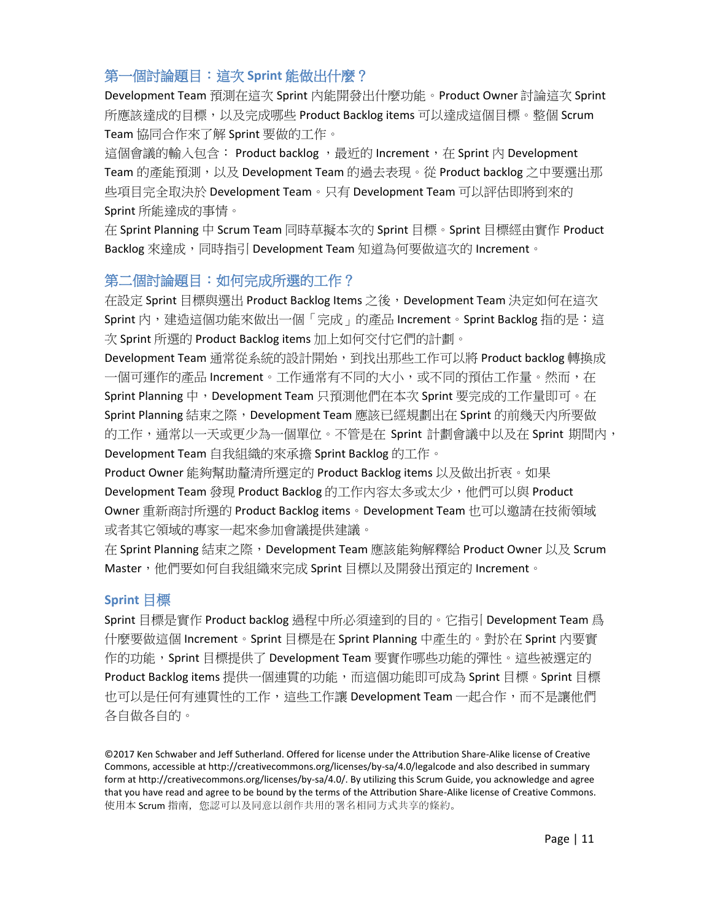### 第一個討論題目：這次 Sprint 能做出什麼？

Development Team 預測在這次 Sprint 內能開發出什麼功能。Product Owner 討論這次 Sprint 所應該達成的目標，以及完成哪些 Product Backlog items 可以達成這個目標。整個 Scrum Team 協同合作來了解 Sprint 要做的工作。

這個會議的輸入包含： Product backlog ，最近的 Increment，在 Sprint 內 Development Team 的產能預測，以及 Development Team 的過去表現。從 Product backlog 之中要選出那些項目完全取決於 Development Team。只有 Development Team 可以評估即將到來的 Sprint 所能達成的事情。

在 Sprint Planning 中 Scrum Team 同時草擬本次的 Sprint 目標。Sprint 目標經由實作 Product Backlog 來達成，同時指引 Development Team 知道為何要做這次的 Increment。

### 第二個討論題目：如何完成所選的工作？

在設定 Sprint 目標與選出 Product Backlog Items 之後，Development Team 決定如何在這次 Sprint 內，建造這個功能來做出一個「完成」的產品 Increment。Sprint Backlog 指的是：這次 Sprint 所選的 Product Backlog items 加上如何交付它們的計劃。

Development Team 通常從系統的設計開始，到找出那些工作可以將 Product backlog 轉換成一個可運作的產品 Increment。工作通常有不同的大小，或不同的預估工作量。然而，在 Sprint Planning 中，Development Team 只預測他們在本次 Sprint 要完成的工作量即可。在 Sprint Planning 結束之際，Development Team 應該已經規劃出在 Sprint 的前幾天內所要做的工作，通常以一天或更少為一個單位。不管是在 Sprint 計劃會議中以及在 Sprint 期間內，Development Team 自我組織的來承擔 Sprint Backlog 的工作。

Product Owner 能夠幫助釐清所選定的 Product Backlog items 以及做出折衷。如果 Development Team 發現 Product Backlog 的工作內容太多或太少，他們可以與 Product Owner 重新商討所選的 Product Backlog items。Development Team 也可以邀請在技術領域或者其它領域的專家一起來參加會議提供建議。

在 Sprint Planning 結束之際，Development Team 應該能夠解釋給 Product Owner 以及 Scrum Master，他們要如何自我組織來完成 Sprint 目標以及開發出預定的 Increment。

### Sprint 目標

Sprint 目標是實作 Product backlog 過程中所必須達到的目的。它指引 Development Team 爲什麼要做這個 Increment。Sprint 目標是在 Sprint Planning 中產生的。對於在 Sprint 內要實作的功能，Sprint 目標提供了 Development Team 要實作哪些功能的彈性。這些被選定的 Product Backlog items 提供一個連貫的功能，而這個功能即可成為 Sprint 目標。Sprint 目標也可以是任何有連貫性的工作，這些工作讓 Development Team 一起合作，而不是讓他們各自做各自的。

©2017 Ken Schwaber and Jeff Sutherland. Offered for license under the Attribution Share-Alike license of Creative Commons, accessible at http://creativecommons.org/licenses/by-sa/4.0/legalcode and also described in summary form at http://creativecommons.org/licenses/by-sa/4.0/. By utilizing this Scrum Guide, you acknowledge and agree that you have read and agree to be bound by the terms of the Attribution Share-Alike license of Creative Commons. 使用本 Scrum 指南，您認可以及同意以創作共用的署名相同方式共享的條約。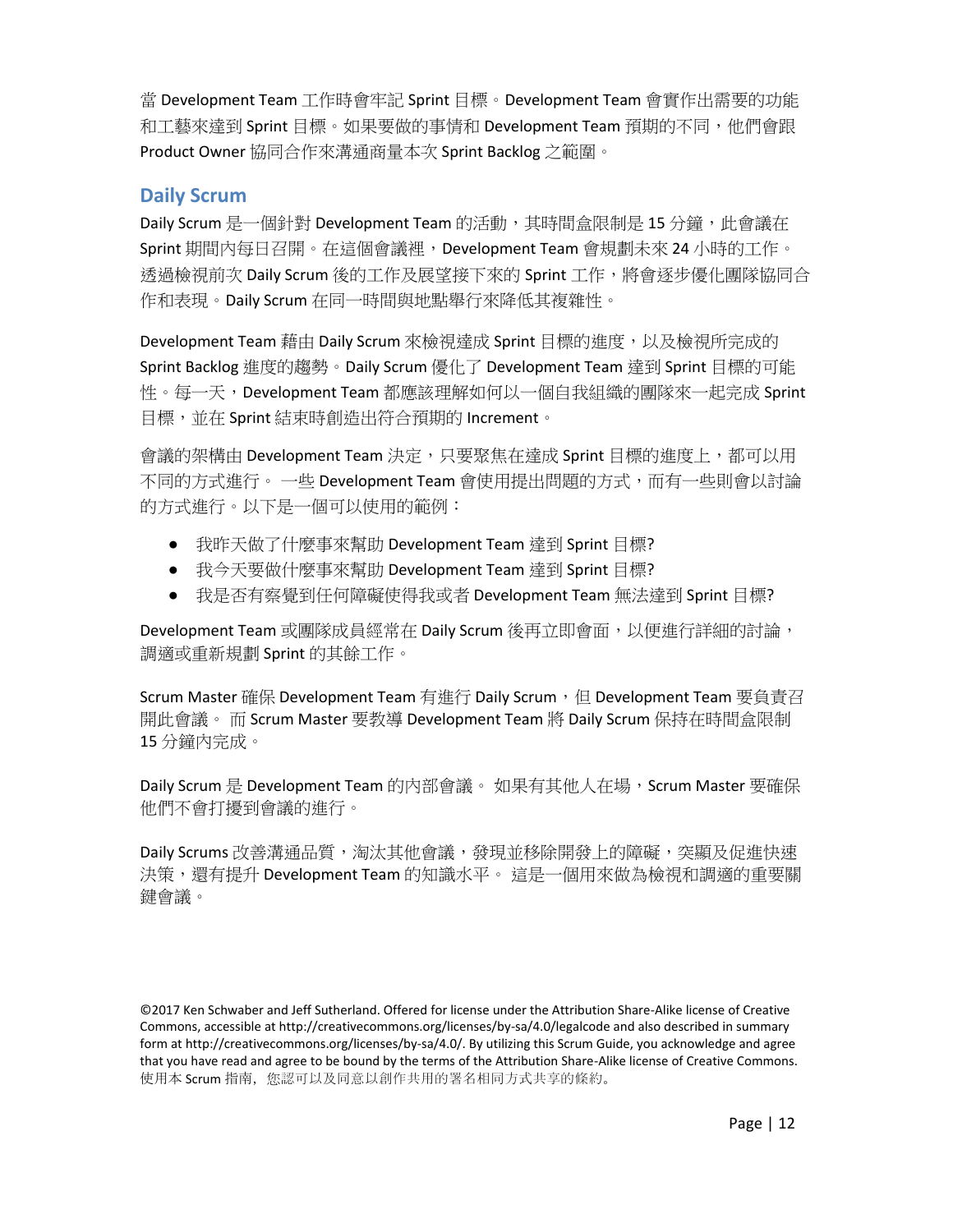當 Development Team 工作時會牢記 Sprint 目標。Development Team 會實作出需要的功能和工藝來達到 Sprint 目標。如果要做的事情和 Development Team 預期的不同，他們會跟 Product Owner 協同合作來溝通商量本次 Sprint Backlog 之範圍。

## Daily Scrum

Daily Scrum 是一個針對 Development Team 的活動，其時間盒限制是 15 分鐘，此會議在 Sprint 期間內每日召開。在這個會議裡，Development Team 會規劃未來 24 小時的工作。透過檢視前次 Daily Scrum 後的工作及展望接下來的 Sprint 工作，將會逐步優化團隊協同合作和表現。Daily Scrum 在同一時間與地點舉行來降低其複雜性。

Development Team 藉由 Daily Scrum 來檢視達成 Sprint 目標的進度，以及檢視所完成的 Sprint Backlog 進度的趨勢。Daily Scrum 優化了 Development Team 達到 Sprint 目標的可能性。每一天，Development Team 都應該理解如何以一個自我組織的團隊來一起完成 Sprint 目標，並在 Sprint 結束時創造出符合預期的 Increment。

會議的架構由 Development Team 決定，只要聚焦在達成 Sprint 目標的進度上，都可以用不同的方式進行。 一些 Development Team 會使用提出問題的方式，而有一些則會以討論的方式進行。以下是一個可以使用的範例：

- 我昨天做了什麼事來幫助 Development Team 達到 Sprint 目標?
- 我今天要做什麼事來幫助 Development Team 達到 Sprint 目標?
- 我是否有察覺到任何障礙使得我或者 Development Team 無法達到 Sprint 目標?

Development Team 或團隊成員經常在 Daily Scrum 後再立即會面，以便進行詳細的討論，調適或重新規劃 Sprint 的其餘工作。

Scrum Master 確保 Development Team 有進行 Daily Scrum，但 Development Team 要負責召開此會議。 而 Scrum Master 要教導 Development Team 將 Daily Scrum 保持在時間盒限制 15 分鐘內完成。

Daily Scrum 是 Development Team 的內部會議。 如果有其他人在場，Scrum Master 要確保他們不會打擾到會議的進行。

Daily Scrums 改善溝通品質，淘汰其他會議，發現並移除開發上的障礙，突顯及促進快速決策，還有提升 Development Team 的知識水平。 這是一個用來做為檢視和調適的重要關鍵會議。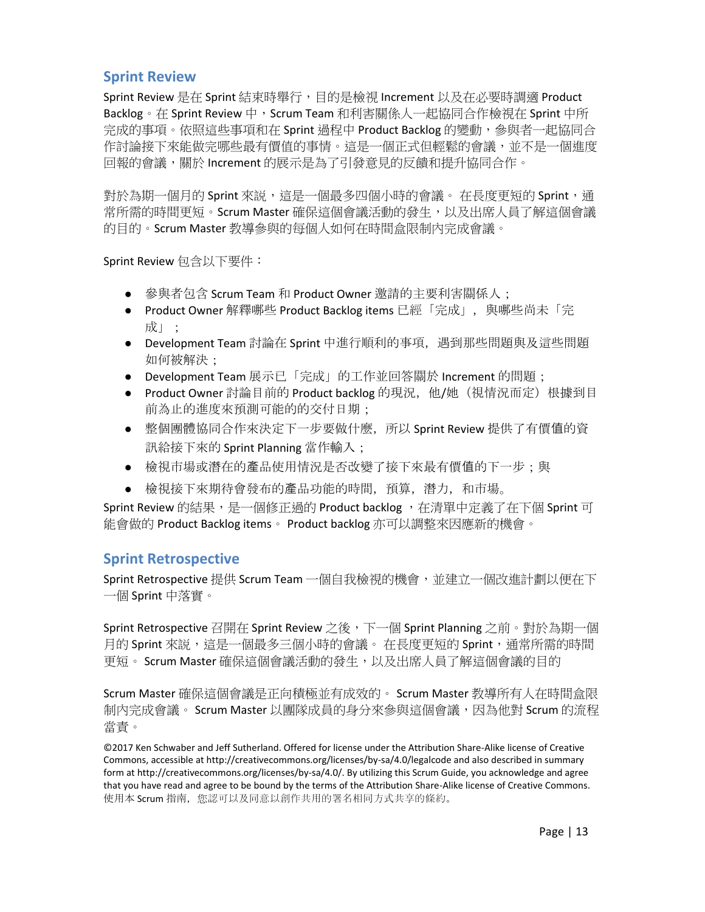## Sprint Review

Sprint Review 是在 Sprint 結束時舉行，目的是檢視 Increment 以及在必要時調適 Product Backlog。在 Sprint Review 中，Scrum Team 和利害關係人一起協同合作檢視在 Sprint 中所完成的事項。依照這些事項和在 Sprint 過程中 Product Backlog 的變動，參與者一起協同合作討論接下來能做完哪些最有價值的事情。這是一個正式但輕鬆的會議，並不是一個進度回報的會議，關於 Increment 的展示是為了引發意見的反饋和提升協同合作。

對於為期一個月的 Sprint 來說，這是一個最多四個小時的會議。 在長度更短的 Sprint，通常所需的時間更短。Scrum Master 確保這個會議活動的發生，以及出席人員了解這個會議的目的。Scrum Master 教導參與的每個人如何在時間盒限制內完成會議。

Sprint Review 包含以下要件：

- 參與者包含 Scrum Team 和 Product Owner 邀請的主要利害關係人；
- Product Owner 解釋哪些 Product Backlog items 已經「完成」，與哪些尚未「完成」；
- Development Team 討論在 Sprint 中進行順利的事項，遇到那些問題與及這些問題如何被解決；
- Development Team 展示已「完成」的工作並回答關於 Increment 的問題；
- Product Owner 討論目前的 Product backlog 的現況，他/她（視情況而定）根據到目前為止的進度來預測可能的的交付日期；
- 整個團體協同合作來決定下一步要做什麼，所以 Sprint Review 提供了有價值的資訊給接下來的 Sprint Planning 當作輸入；
- 檢視市場或潛在的產品使用情況是否改變了接下來最有價值的下一步；與
- 檢視接下來期待會發布的產品功能的時間，預算，潛力，和市場。

Sprint Review 的結果，是一個修正過的 Product backlog ，在清單中定義了在下個 Sprint 可能會做的 Product Backlog items。 Product backlog 亦可以調整來因應新的機會。

## Sprint Retrospective

Sprint Retrospective 提供 Scrum Team 一個自我檢視的機會，並建立一個改進計劃以便在下一個 Sprint 中落實。

Sprint Retrospective 召開在 Sprint Review 之後，下一個 Sprint Planning 之前。對於為期一個月的 Sprint 來說，這是一個最多三個小時的會議。 在長度更短的 Sprint，通常所需的時間更短。 Scrum Master 確保這個會議活動的發生，以及出席人員了解這個會議的目的

Scrum Master 確保這個會議是正向積極並有成效的。 Scrum Master 教導所有人在時間盒限制內完成會議。 Scrum Master 以團隊成員的身分來參與這個會議，因為他對 Scrum 的流程當責。

©2017 Ken Schwaber and Jeff Sutherland. Offered for license under the Attribution Share-Alike license of Creative Commons, accessible at http://creativecommons.org/licenses/by-sa/4.0/legalcode and also described in summary form at http://creativecommons.org/licenses/by-sa/4.0/. By utilizing this Scrum Guide, you acknowledge and agree that you have read and agree to be bound by the terms of the Attribution Share-Alike license of Creative Commons. 使用本 Scrum 指南，您認可以及同意以創作共用的署名相同方式共享的條約。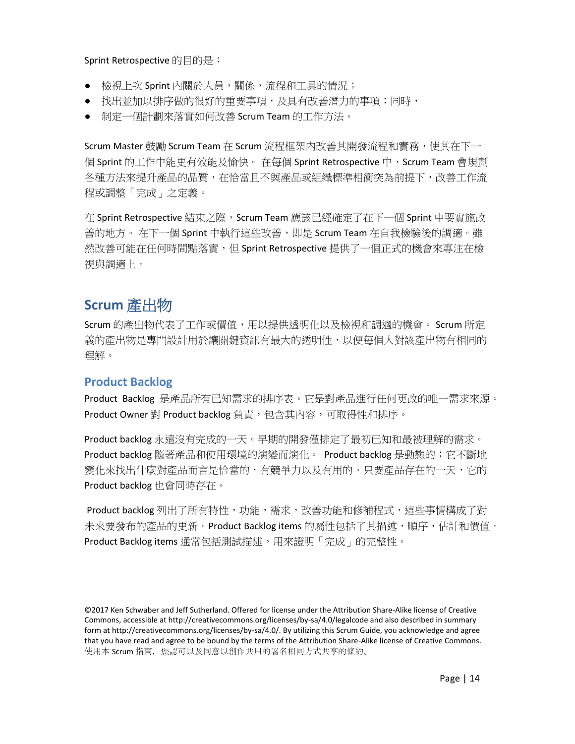Sprint Retrospective 的目的是：

- 檢視上次 Sprint 內關於人員，關係，流程和工具的情況；
- 找出並加以排序做的很好的重要事項，及具有改善潛力的事項；同時，
- 制定一個計劃來落實如何改善 Scrum Team 的工作方法。

Scrum Master 鼓勵 Scrum Team 在 Scrum 流程框架內改善其開發流程和實務，使其在下一個 Sprint 的工作中能更有效能及愉快。 在每個 Sprint Retrospective 中，Scrum Team 會規劃各種方法來提升產品的品質，在恰當且不與產品或組織標準相衝突為前提下，改善工作流程或調整「完成」之定義。

在 Sprint Retrospective 結束之際，Scrum Team 應該已經確定了在下一個 Sprint 中要實施改善的地方。 在下一個 Sprint 中執行這些改善，即是 Scrum Team 在自我檢驗後的調適。雖然改善可能在任何時間點落實，但 Sprint Retrospective 提供了一個正式的機會來專注在檢視與調適上。

## Scrum 產出物

Scrum 的產出物代表了工作或價值，用以提供透明化以及檢視和調適的機會。 Scrum 所定義的產出物是專門設計用於讓關鍵資訊有最大的透明性，以便每個人對該產出物有相同的理解。

### Product Backlog

Product Backlog 是產品所有已知需求的排序表。它是對產品進行任何更改的唯一需求來源。Product Owner 對 Product backlog 負責，包含其內容，可取得性和排序。

Product backlog 永遠沒有完成的一天。早期的開發僅排定了最初已知和最被理解的需求。Product backlog 隨著產品和使用環境的演變而演化。 Product backlog 是動態的；它不斷地變化來找出什麼對產品而言是恰當的，有競爭力以及有用的。只要產品存在的一天，它的 Product backlog 也會同時存在。

Product backlog 列出了所有特性，功能，需求，改善功能和修補程式，這些事情構成了對未來要發布的產品的更新。Product Backlog items 的屬性包括了其描述，順序，估計和價值。Product Backlog items 通常包括測試描述，用來證明「完成」的完整性。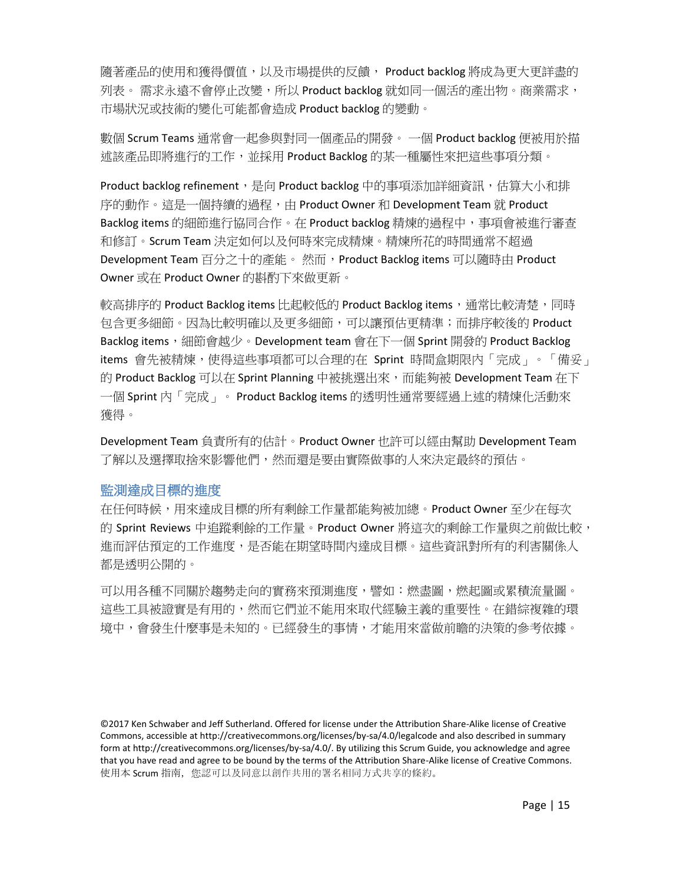隨著產品的使用和獲得價值，以及市場提供的反饋， Product backlog 將成為更大更詳盡的列表。 需求永遠不會停止改變，所以 Product backlog 就如同一個活的產出物。商業需求，市場狀況或技術的變化可能都會造成 Product backlog 的變動。

數個 Scrum Teams 通常會一起參與對同一個產品的開發。 一個 Product backlog 便被用於描述該產品即將進行的工作，並採用 Product Backlog 的某一種屬性來把這些事項分類。

Product backlog refinement，是向 Product backlog 中的事項添加詳細資訊，估算大小和排序的動作。這是一個持續的過程，由 Product Owner 和 Development Team 就 Product Backlog items 的細節進行協同合作。在 Product backlog 精煉的過程中，事項會被進行審查和修訂。Scrum Team 決定如何以及何時來完成精煉。精煉所花的時間通常不超過 Development Team 百分之十的產能。 然而，Product Backlog items 可以隨時由 Product Owner 或在 Product Owner 的斟酌下來做更新。

較高排序的 Product Backlog items 比起較低的 Product Backlog items，通常比較清楚，同時包含更多細節。因為比較明確以及更多細節，可以讓預估更精準；而排序較後的 Product Backlog items，細節會越少。Development team 會在下一個 Sprint 開發的 Product Backlog items 會先被精煉，使得這些事項都可以合理的在 Sprint 時間盒期限內「完成」。「備妥」的 Product Backlog 可以在 Sprint Planning 中被挑選出來，而能夠被 Development Team 在下一個 Sprint 內「完成」。 Product Backlog items 的透明性通常要經過上述的精煉化活動來獲得。

Development Team 負責所有的估計。Product Owner 也許可以經由幫助 Development Team 了解以及選擇取捨來影響他們，然而還是要由實際做事的人來決定最終的預估。

### 監測達成目標的進度

在任何時候，用來達成目標的所有剩餘工作量都能夠被加總。Product Owner 至少在每次的 Sprint Reviews 中追蹤剩餘的工作量。Product Owner 將這次的剩餘工作量與之前做比較，進而評估預定的工作進度，是否能在期望時間內達成目標。這些資訊對所有的利害關係人都是透明公開的。

可以用各種不同關於趨勢走向的實務來預測進度，譬如：燃盡圖，燃起圖或累積流量圖。這些工具被證實是有用的，然而它們並不能用來取代經驗主義的重要性。在錯綜複雜的環境中，會發生什麼事是未知的。已經發生的事情，才能用來當做前瞻的決策的參考依據。

©2017 Ken Schwaber and Jeff Sutherland. Offered for license under the Attribution Share-Alike license of Creative Commons, accessible at http://creativecommons.org/licenses/by-sa/4.0/legalcode and also described in summary form at http://creativecommons.org/licenses/by-sa/4.0/. By utilizing this Scrum Guide, you acknowledge and agree that you have read and agree to be bound by the terms of the Attribution Share-Alike license of Creative Commons.
使用本 Scrum 指南，您認可以及同意以創作共用的署名相同方式共享的條約。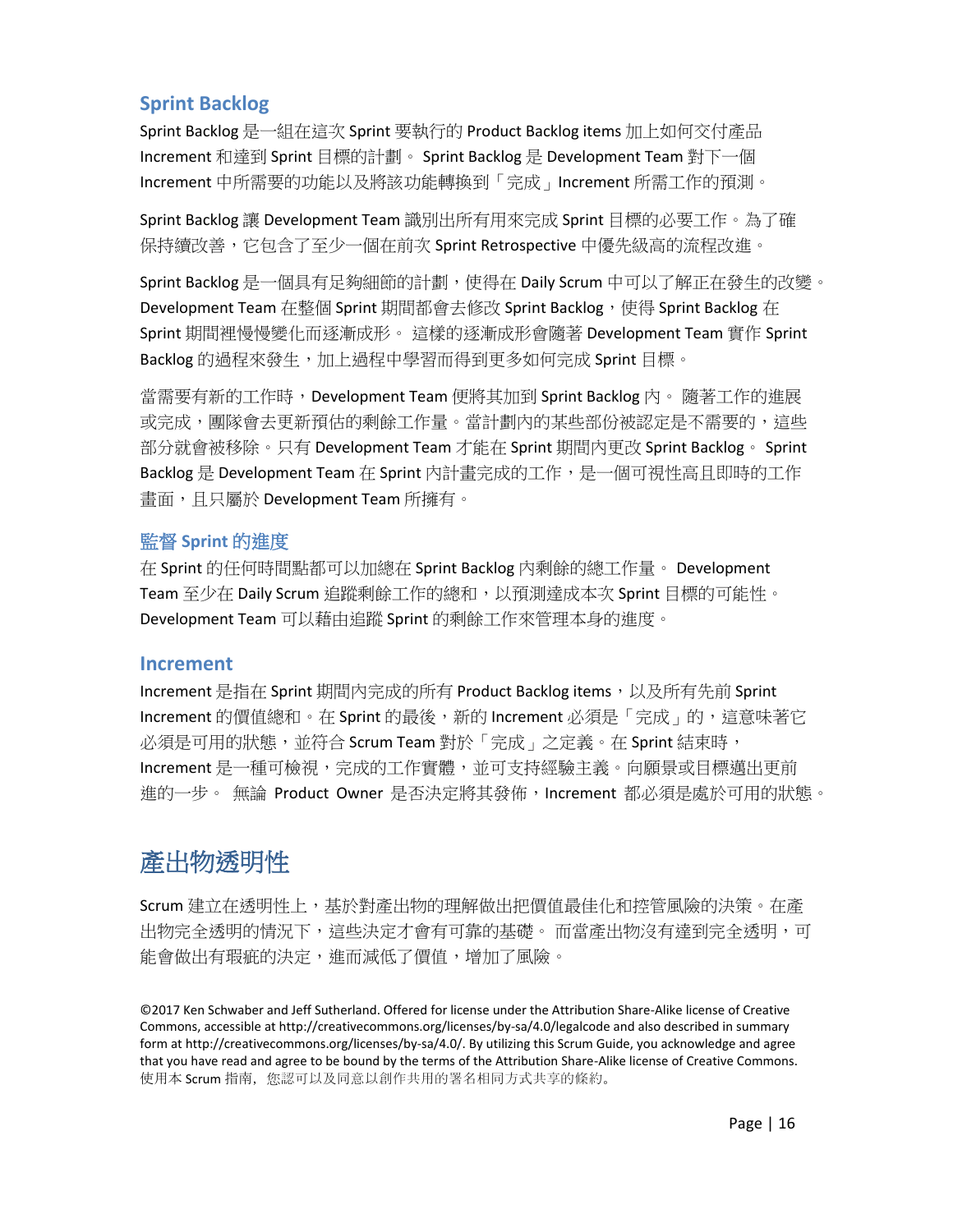### Sprint Backlog

Sprint Backlog 是一組在這次 Sprint 要執行的 Product Backlog items 加上如何交付產品 Increment 和達到 Sprint 目標的計劃。 Sprint Backlog 是 Development Team 對下一個 Increment 中所需要的功能以及將該功能轉換到「完成」Increment 所需工作的預測。

Sprint Backlog 讓 Development Team 識別出所有用來完成 Sprint 目標的必要工作。為了確保持續改善，它包含了至少一個在前次 Sprint Retrospective 中優先級高的流程改進。

Sprint Backlog 是一個具有足夠細節的計劃，使得在 Daily Scrum 中可以了解正在發生的改變。Development Team 在整個 Sprint 期間都會去修改 Sprint Backlog，使得 Sprint Backlog 在 Sprint 期間裡慢慢變化而逐漸成形。 這樣的逐漸成形會隨著 Development Team 實作 Sprint Backlog 的過程來發生，加上過程中學習而得到更多如何完成 Sprint 目標。

當需要有新的工作時，Development Team 便將其加到 Sprint Backlog 內。 隨著工作的進展或完成，團隊會去更新預估的剩餘工作量。當計劃內的某些部份被認定是不需要的，這些部分就會被移除。只有 Development Team 才能在 Sprint 期間內更改 Sprint Backlog。 Sprint Backlog 是 Development Team 在 Sprint 內計畫完成的工作，是一個可視性高且即時的工作畫面，且只屬於 Development Team 所擁有。

#### 監督 Sprint 的進度

在 Sprint 的任何時間點都可以加總在 Sprint Backlog 內剩餘的總工作量。 Development Team 至少在 Daily Scrum 追蹤剩餘工作的總和，以預測達成本次 Sprint 目標的可能性。Development Team 可以藉由追蹤 Sprint 的剩餘工作來管理本身的進度。

### Increment

Increment 是指在 Sprint 期間內完成的所有 Product Backlog items，以及所有先前 Sprint Increment 的價值總和。在 Sprint 的最後，新的 Increment 必須是「完成」的，這意味著它必須是可用的狀態，並符合 Scrum Team 對於「完成」之定義。在 Sprint 結束時，Increment 是一種可檢視，完成的工作實體，並可支持經驗主義。向願景或目標邁出更前進的一步。 無論 Product Owner 是否決定將其發佈，Increment 都必須是處於可用的狀態。

## 產出物透明性

Scrum 建立在透明性上，基於對產出物的理解做出把價值最佳化和控管風險的決策。在產出物完全透明的情況下，這些決定才會有可靠的基礎。 而當產出物沒有達到完全透明，可能會做出有瑕疵的決定，進而減低了價值，增加了風險。

©2017 Ken Schwaber and Jeff Sutherland. Offered for license under the Attribution Share-Alike license of Creative Commons, accessible at http://creativecommons.org/licenses/by-sa/4.0/legalcode and also described in summary form at http://creativecommons.org/licenses/by-sa/4.0/. By utilizing this Scrum Guide, you acknowledge and agree that you have read and agree to be bound by the terms of the Attribution Share-Alike license of Creative Commons.
使用本 Scrum 指南，您認可以及同意以創作共用的署名相同方式共享的條約。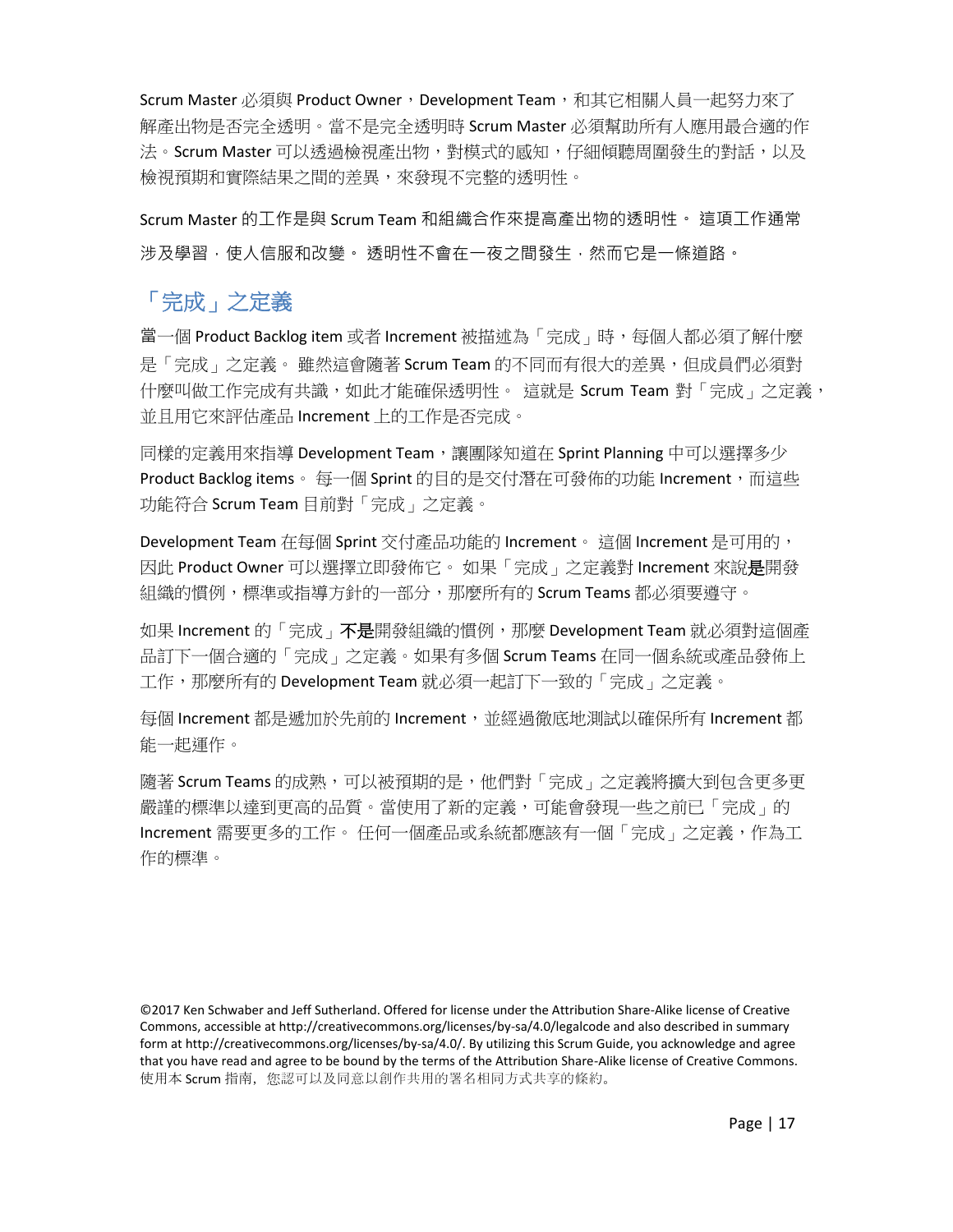Scrum Master 必須與 Product Owner，Development Team，和其它相關人員一起努力來了解產出物是否完全透明。當不是完全透明時 Scrum Master 必須幫助所有人應用最合適的作法。Scrum Master 可以透過檢視產出物，對模式的感知，仔細傾聽周圍發生的對話，以及檢視預期和實際結果之間的差異，來發現不完整的透明性。

Scrum Master 的工作是與 Scrum Team 和組織合作來提高產出物的透明性。 這項工作通常涉及學習，使人信服和改變。 透明性不會在一夜之間發生，然而它是一條道路。

## 「完成」之定義

當一個 Product Backlog item 或者 Increment 被描述為「完成」時，每個人都必須了解什麼是「完成」之定義。 雖然這會隨著 Scrum Team 的不同而有很大的差異，但成員們必須對什麼叫做工作完成有共識，如此才能確保透明性。 這就是 Scrum Team 對「完成」之定義，並且用它來評估產品 Increment 上的工作是否完成。

同樣的定義用來指導 Development Team，讓團隊知道在 Sprint Planning 中可以選擇多少 Product Backlog items。 每一個 Sprint 的目的是交付潛在可發佈的功能 Increment，而這些功能符合 Scrum Team 目前對「完成」之定義。

Development Team 在每個 Sprint 交付產品功能的 Increment。 這個 Increment 是可用的，因此 Product Owner 可以選擇立即發佈它。 如果「完成」之定義對 Increment 來說**是**開發組織的慣例，標準或指導方針的一部分，那麼所有的 Scrum Teams 都必須要遵守。

如果 Increment 的「完成」**不是**開發組織的慣例，那麼 Development Team 就必須對這個產品訂下一個合適的「完成」之定義。如果有多個 Scrum Teams 在同一個系統或產品發佈上工作，那麼所有的 Development Team 就必須一起訂下一致的「完成」之定義。

每個 Increment 都是遞加於先前的 Increment，並經過徹底地測試以確保所有 Increment 都能一起運作。

隨著 Scrum Teams 的成熟，可以被預期的是，他們對「完成」之定義將擴大到包含更多更嚴謹的標準以達到更高的品質。當使用了新的定義，可能會發現一些之前已「完成」的 Increment 需要更多的工作。 任何一個產品或系統都應該有一個「完成」之定義，作為工作的標準。

©2017 Ken Schwaber and Jeff Sutherland. Offered for license under the Attribution Share-Alike license of Creative Commons, accessible at http://creativecommons.org/licenses/by-sa/4.0/legalcode and also described in summary form at http://creativecommons.org/licenses/by-sa/4.0/. By utilizing this Scrum Guide, you acknowledge and agree that you have read and agree to be bound by the terms of the Attribution Share-Alike license of Creative Commons.
使用本 Scrum 指南，您認可以及同意以創作共用的署名相同方式共享的條約。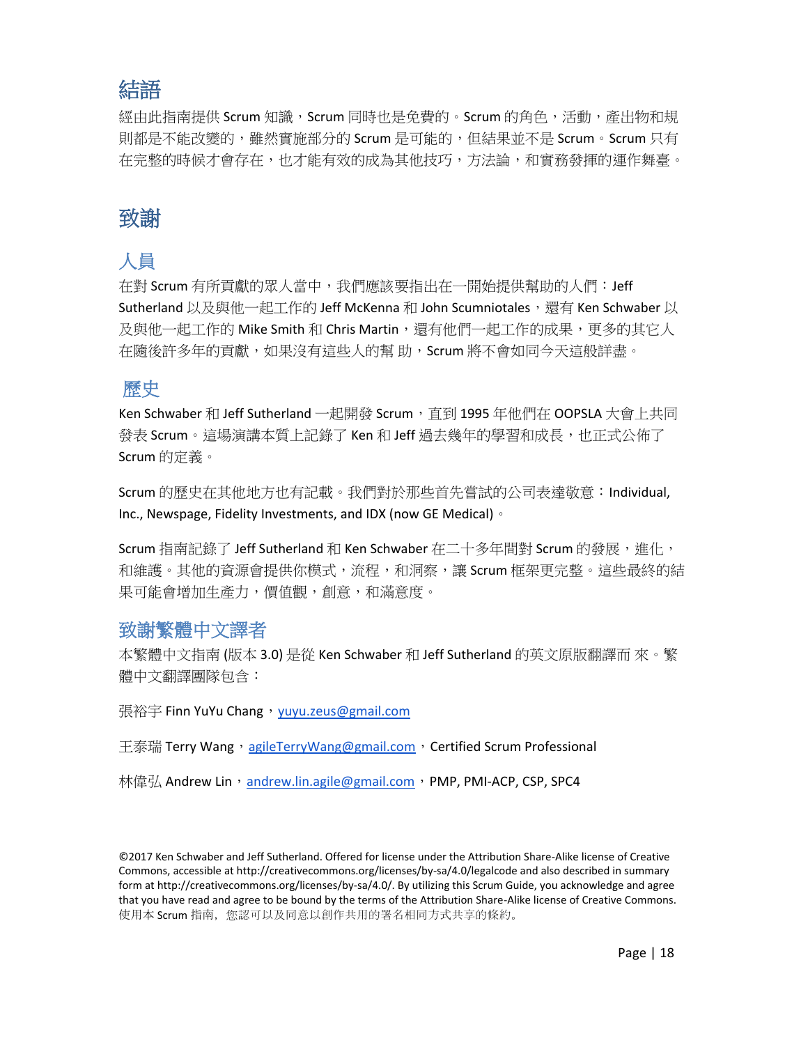# 結語

經由此指南提供 Scrum 知識，Scrum 同時也是免費的。Scrum 的角色，活動，產出物和規則都是不能改變的，雖然實施部分的 Scrum 是可能的，但結果並不是 Scrum。Scrum 只有在完整的時候才會存在，也才能有效的成為其他技巧，方法論，和實務發揮的運作舞臺。

# 致謝

## 人員

在對 Scrum 有所貢獻的眾人當中，我們應該要指出在一開始提供幫助的人們：Jeff Sutherland 以及與他一起工作的 Jeff McKenna 和 John Scumniotales，還有 Ken Schwaber 以及與他一起工作的 Mike Smith 和 Chris Martin，還有他們一起工作的成果，更多的其它人在隨後許多年的貢獻，如果沒有這些人的幫 助，Scrum 將不會如同今天這般詳盡。

## 歷史

Ken Schwaber 和 Jeff Sutherland 一起開發 Scrum，直到 1995 年他們在 OOPSLA 大會上共同發表 Scrum。這場演講本質上記錄了 Ken 和 Jeff 過去幾年的學習和成長，也正式公佈了 Scrum 的定義。

Scrum 的歷史在其他地方也有記載。我們對於那些首先嘗試的公司表達敬意：Individual, Inc., Newspage, Fidelity Investments, and IDX (now GE Medical)。

Scrum 指南記錄了 Jeff Sutherland 和 Ken Schwaber 在二十多年間對 Scrum 的發展，進化，和維護。其他的資源會提供你模式，流程，和洞察，讓 Scrum 框架更完整。這些最終的結果可能會增加生產力，價值觀，創意，和滿意度。

## 致謝繁體中文譯者

本繁體中文指南 (版本 3.0) 是從 Ken Schwaber 和 Jeff Sutherland 的英文原版翻譯而 來。繁體中文翻譯團隊包含：

張裕宇 Finn YuYu Chang，yuyu.zeus@gmail.com

王泰瑞 Terry Wang，agileTerryWang@gmail.com，Certified Scrum Professional

林偉弘 Andrew Lin，andrew.lin.agile@gmail.com，PMP, PMI-ACP, CSP, SPC4

©2017 Ken Schwaber and Jeff Sutherland. Offered for license under the Attribution Share-Alike license of Creative Commons, accessible at http://creativecommons.org/licenses/by-sa/4.0/legalcode and also described in summary form at http://creativecommons.org/licenses/by-sa/4.0/. By utilizing this Scrum Guide, you acknowledge and agree that you have read and agree to be bound by the terms of the Attribution Share-Alike license of Creative Commons. 使用本 Scrum 指南，您認可以及同意以創作共用的署名相同方式共享的條約。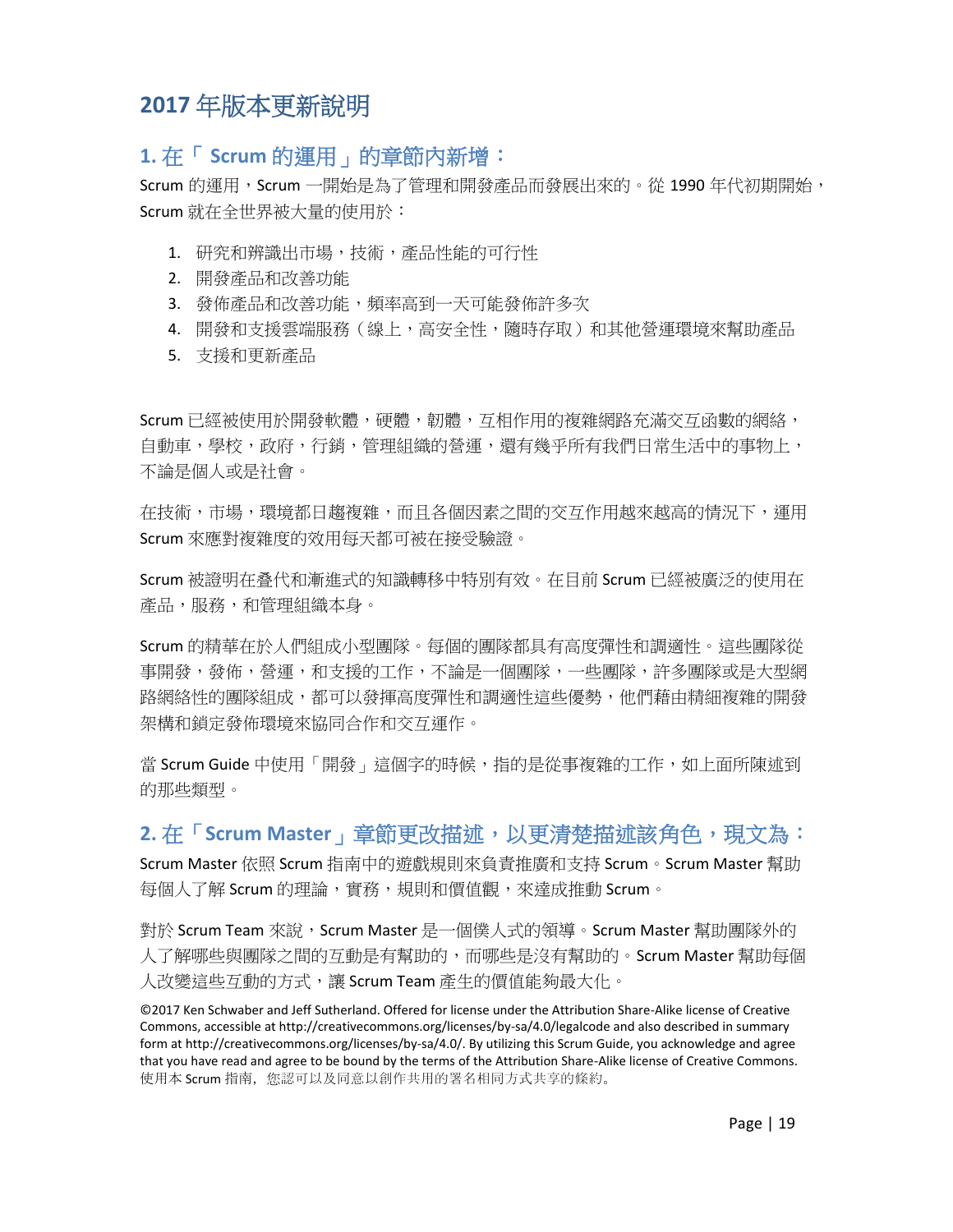## 2017 年版本更新說明

### 1. 在「 Scrum 的運用」的章節內新增：

Scrum 的運用，Scrum 一開始是為了管理和開發產品而發展出來的。從 1990 年代初期開始，Scrum 就在全世界被大量的使用於：

1. 研究和辨識出市場，技術，產品性能的可行性
2. 開發產品和改善功能
3. 發佈產品和改善功能，頻率高到一天可能發佈許多次
4. 開發和支援雲端服務（線上，高安全性，隨時存取）和其他營運環境來幫助產品
5. 支援和更新產品

Scrum 已經被使用於開發軟體，硬體，韌體，互相作用的複雜網路充滿交互函數的網絡，自動車，學校，政府，行銷，管理組織的營運，還有幾乎所有我們日常生活中的事物上，不論是個人或是社會。

在技術，市場，環境都日趨複雜，而且各個因素之間的交互作用越來越高的情況下，運用 Scrum 來應對複雜度的效用每天都可被在接受驗證。

Scrum 被證明在叠代和漸進式的知識轉移中特別有效。在目前 Scrum 已經被廣泛的使用在產品，服務，和管理組織本身。

Scrum 的精華在於人們組成小型團隊。每個的團隊都具有高度彈性和調適性。這些團隊從事開發，發佈，營運，和支援的工作，不論是一個團隊，一些團隊，許多團隊或是大型網路網絡性的團隊組成，都可以發揮高度彈性和調適性這些優勢，他們藉由精細複雜的開發架構和鎖定發佈環境來協同合作和交互運作。

當 Scrum Guide 中使用「開發」這個字的時候，指的是從事複雜的工作，如上面所陳述到的那些類型。

### 2. 在「Scrum Master」章節更改描述，以更清楚描述該角色，現文為：

Scrum Master 依照 Scrum 指南中的遊戲規則來負責推廣和支持 Scrum。Scrum Master 幫助每個人了解 Scrum 的理論，實務，規則和價值觀，來達成推動 Scrum。

對於 Scrum Team 來說，Scrum Master 是一個僕人式的領導。Scrum Master 幫助團隊外的人了解哪些與團隊之間的互動是有幫助的，而哪些是沒有幫助的。Scrum Master 幫助每個人改變這些互動的方式，讓 Scrum Team 產生的價值能夠最大化。

©2017 Ken Schwaber and Jeff Sutherland. Offered for license under the Attribution Share-Alike license of Creative Commons, accessible at http://creativecommons.org/licenses/by-sa/4.0/legalcode and also described in summary form at http://creativecommons.org/licenses/by-sa/4.0/. By utilizing this Scrum Guide, you acknowledge and agree that you have read and agree to be bound by the terms of the Attribution Share-Alike license of Creative Commons.
使用本 Scrum 指南，您認可以及同意以創作共用的署名相同方式共享的條約。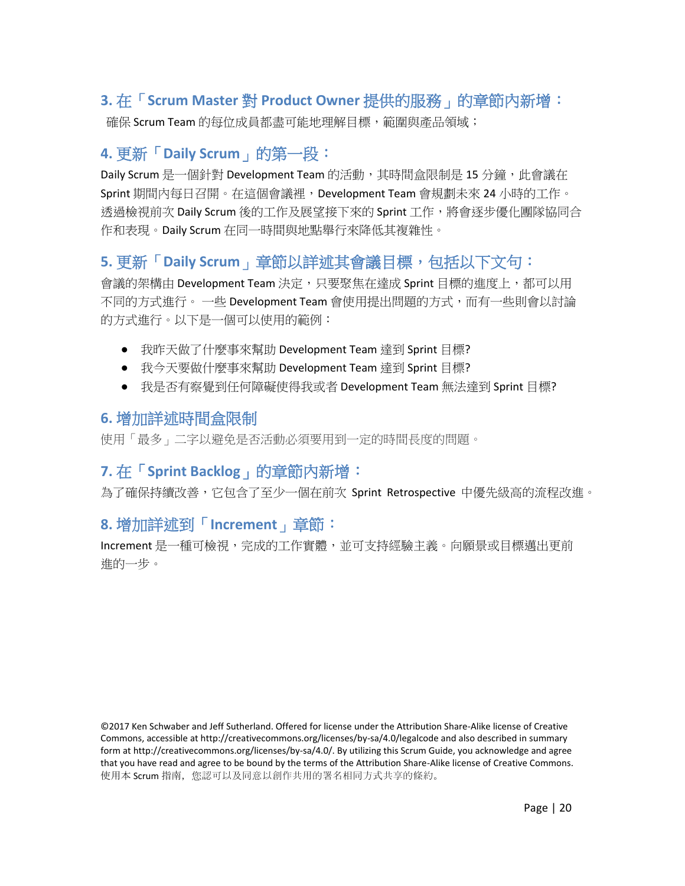### 3. 在「Scrum Master 對 Product Owner 提供的服務」的章節內新增：

確保 Scrum Team 的每位成員都盡可能地理解目標，範圍與產品領域；

### 4. 更新「Daily Scrum」的第一段：

Daily Scrum 是一個針對 Development Team 的活動，其時間盒限制是 15 分鐘，此會議在 Sprint 期間內每日召開。在這個會議裡，Development Team 會規劃未來 24 小時的工作。透過檢視前次 Daily Scrum 後的工作及展望接下來的 Sprint 工作，將會逐步優化團隊協同合作和表現。Daily Scrum 在同一時間與地點舉行來降低其複雜性。

### 5. 更新「Daily Scrum」章節以詳述其會議目標，包括以下文句：

會議的架構由 Development Team 決定，只要聚焦在達成 Sprint 目標的進度上，都可以用不同的方式進行。 一些 Development Team 會使用提出問題的方式，而有一些則會以討論的方式進行。以下是一個可以使用的範例：

- 我昨天做了什麼事來幫助 Development Team 達到 Sprint 目標?
- 我今天要做什麼事來幫助 Development Team 達到 Sprint 目標?
- 我是否有察覺到任何障礙使得我或者 Development Team 無法達到 Sprint 目標?

### 6. 增加詳述時間盒限制

使用「最多」二字以避免是否活動必須要用到一定的時間長度的問題。

### 7. 在「Sprint Backlog」的章節內新增：

為了確保持續改善，它包含了至少一個在前次 Sprint Retrospective 中優先級高的流程改進。

### 8. 增加詳述到「Increment」章節：

Increment 是一種可檢視，完成的工作實體，並可支持經驗主義。向願景或目標邁出更前進的一步。

©2017 Ken Schwaber and Jeff Sutherland. Offered for license under the Attribution Share-Alike license of Creative Commons, accessible at http://creativecommons.org/licenses/by-sa/4.0/legalcode and also described in summary form at http://creativecommons.org/licenses/by-sa/4.0/. By utilizing this Scrum Guide, you acknowledge and agree that you have read and agree to be bound by the terms of the Attribution Share-Alike license of Creative Commons. 使用本 Scrum 指南，您認可以及同意以創作共用的署名相同方式共享的條約。